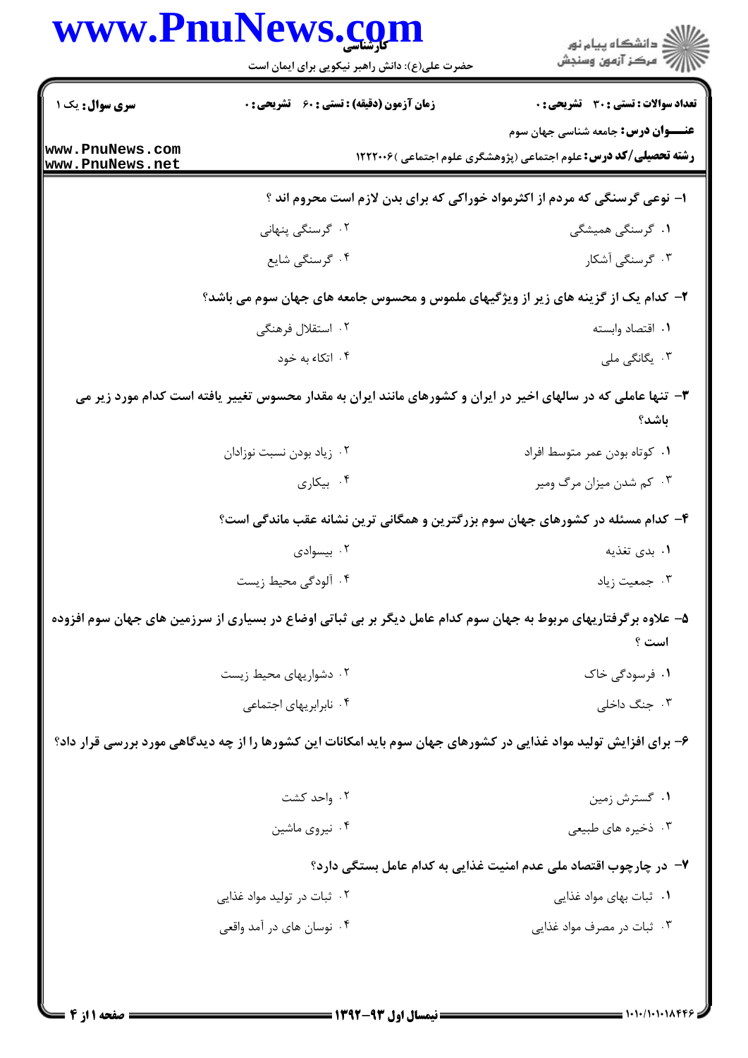**سری سوال:** یک ۱

**زمان آزمون (دقیقه) : تستی : ۶۰ تشریحی : ۰**

**تعداد سوالات : تستی : ۳۰ تشریحی : ۰**

**عنـــوان درس:** جامعه شناسی جهان سوم

**رشته تحصیلی/کد درس:** علوم اجتماعی (پژوهشگری علوم اجتماعی )۱۲۲۲۰۰۶

۱- نوعی گرسنگی که مردم از اکثرمواد خوراکی که برای بدن لازم است محروم اند ؟

۱. گرسنگی همیشگی
۲. گرسنگی پنهانی
۳. گرسنگی آشکار
۴. گرسنگی شایع

۲- کدام یک از گزینه های زیر از ویژگیهای ملموس و محسوس جامعه های جهان سوم می باشد؟

۱. اقتصاد وابسته
۲. استقلال فرهنگی
۳. یگانگی ملی
۴. اتکاء به خود

۳- تنها عاملی که در سالهای اخیر در ایران و کشورهای مانند ایران به مقدار محسوس تغییر یافته است کدام مورد زیر می باشد؟

۱. کوتاه بودن عمر متوسط افراد
۲. زیاد بودن نسبت نوزادان
۳. کم شدن میزان مرگ ومیر
۴. بیکاری

۴- کدام مسئله در کشورهای جهان سوم بزرگترین و همگانی ترین نشانه عقب ماندگی است؟

۱. بدی تغذیه
۲. بیسوادی
۳. جمعیت زیاد
۴. آلودگی محیط زیست

۵- علاوه برگرفتاریهای مربوط به جهان سوم کدام عامل دیگر بر بی ثباتی اوضاع در بسیاری از سرزمین های جهان سوم افزوده است ؟

۱. فرسودگی خاک
۲. دشواریهای محیط زیست
۳. جنگ داخلی
۴. نابرابریهای اجتماعی

۶- برای افزایش تولید مواد غذایی در کشورهای جهان سوم باید امکانات این کشورها را از چه دیدگاهی مورد بررسی قرار داد؟

۱. گسترش زمین
۲. واحد کشت
۳. ذخیره های طبیعی
۴. نیروی ماشین

۷- در چارچوب اقتصاد ملی عدم امنیت غذایی به کدام عامل بستگی دارد؟

۱. ثبات بهای مواد غذایی
۲. ثبات در تولید مواد غذایی
۳. ثبات در مصرف مواد غذایی
۴. نوسان های در آمد واقعی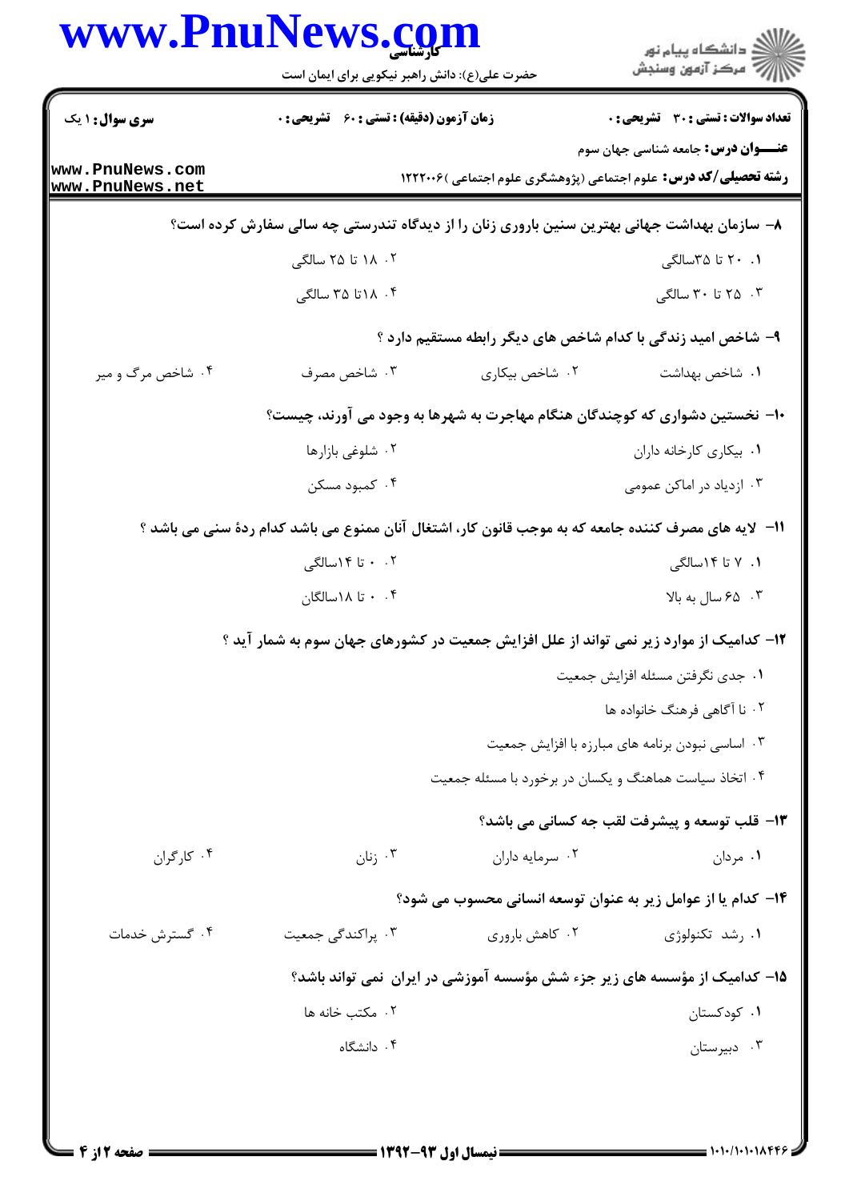**سری سوال:** ۱ یک | **زمان آزمون (دقیقه) : تستی :** ۶۰ **تشریحی :** ۰ | **تعداد سوالات : تستی :** ۳۰ **تشریحی :** ۰

**عنـــوان درس:** جامعه شناسی جهان سوم

**رشته تحصیلی/کد درس:** علوم اجتماعی (پژوهشگری علوم اجتماعی )۱۲۲۲۰۰۶

۸- سازمان بهداشت جهانی بهترین سنین باروری زنان را از دیدگاه تندرستی چه سالی سفارش کرده است؟

۱. ۲۰ تا ۳۵سالگی

۲. ۱۸ تا ۲۵ سالگی

۳. ۲۵ تا ۳۰ سالگی

۴. ۱۸تا ۳۵ سالگی

۹- شاخص امید زندگی با کدام شاخص های دیگر رابطه مستقیم دارد ؟

۱. شاخص بهداشت

۲. شاخص بیکاری

۳. شاخص مصرف

۴. شاخص مرگ و میر

۱۰- نخستین دشواری که کوچندگان هنگام مهاجرت به شهرها به وجود می آورند، چیست؟

۱. بیکاری کارخانه داران

۲. شلوغی بازارها

۳. ازدیاد در اماکن عمومی

۴. کمبود مسکن

۱۱- لایه های مصرف کننده جامعه که به موجب قانون کار، اشتغال آنان ممنوع می باشد کدام ردهٔ سنی می باشد ؟

۱. ۷ تا ۱۴سالگی

۲. ۰ تا ۱۴سالگی

۳. ۶۵ سال به بالا

۴. ۰ تا ۱۸سالگان

۱۲- کدامیک از موارد زیر نمی تواند از علل افزایش جمعیت در کشورهای جهان سوم به شمار آید ؟

۱. جدی نگرفتن مسئله افزایش جمعیت

۲. نا آگاهی فرهنگ خانواده ها

۳. اساسی نبودن برنامه های مبارزه با افزایش جمعیت

۴. اتخاذ سیاست هماهنگ و یکسان در برخورد با مسئله جمعیت

۱۳- قلب توسعه و پیشرفت لقب چه کسانی می باشد؟

۱. مردان

۲. سرمایه داران

۳. زنان

۴. کارگران

۱۴- کدام یا از عوامل زیر به عنوان توسعه انسانی محسوب می شود؟

۱. رشد تکنولوژی

۲. کاهش باروری

۳. پراکندگی جمعیت

۴. گسترش خدمات

۱۵- کدامیک از مؤسسه های زیر جزء شش مؤسسه آموزشی در ایران نمی تواند باشد؟

۱. کودکستان

۲. مکتب خانه ها

۳. دبیرستان

۴. دانشگاه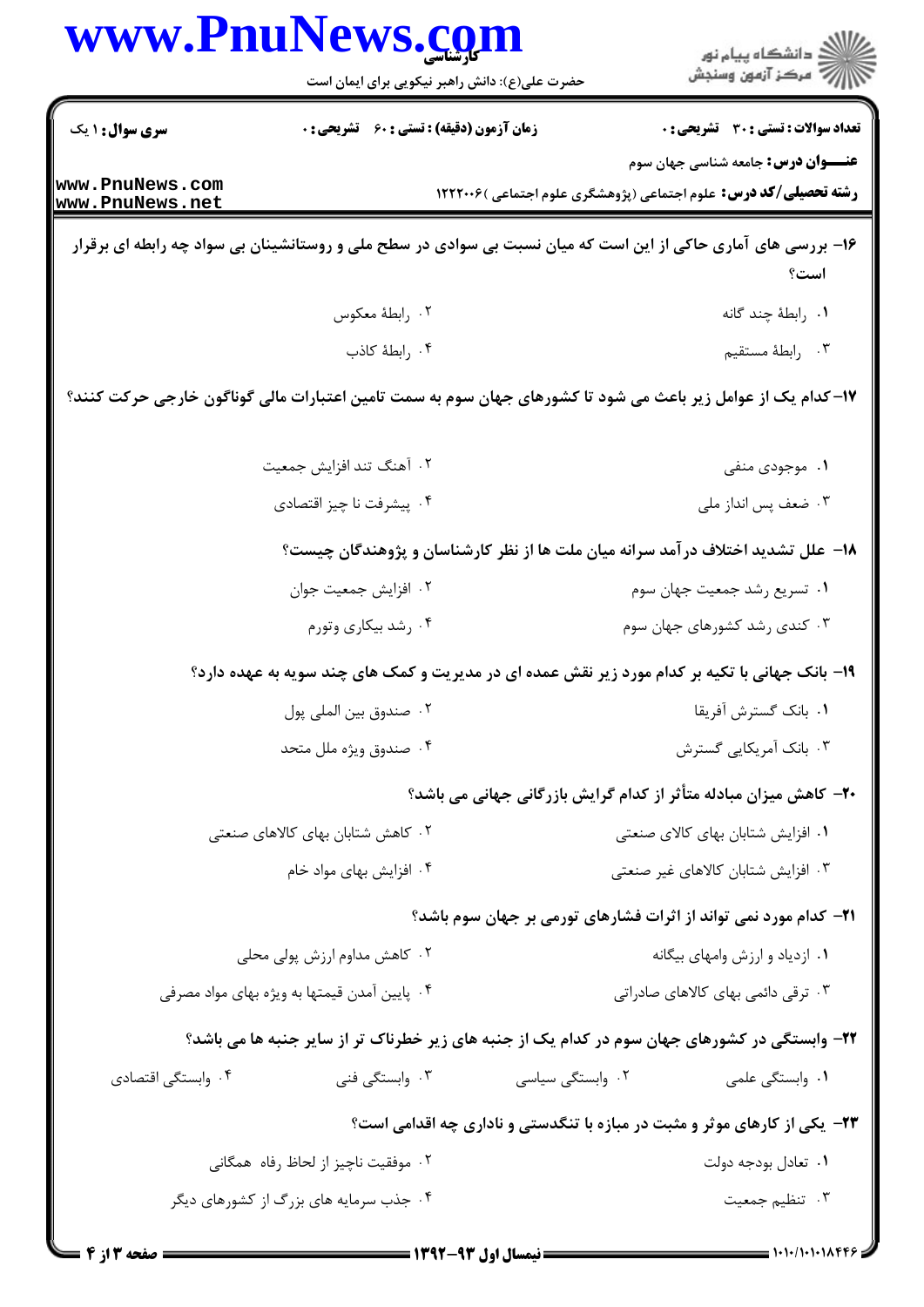**سری سوال:** ۱ یک

**زمان آزمون (دقیقه) : تستی : ۶۰ تشریحی : ۰**

**تعداد سوالات : تستی : ۳۰ تشریحی : ۰**

**عنـــوان درس:** جامعه شناسی جهان سوم

**رشته تحصیلی/کد درس:** علوم اجتماعی (پژوهشگری علوم اجتماعی )۱۲۲۲۰۰۶

۱۶- بررسی های آماری حاکی از این است که میان نسبت بی سوادی در سطح ملی و روستانشینان بی سواد چه رابطه ای برقرار است؟

۱. رابطهٔ چند گانه

۲. رابطهٔ معکوس

۳. رابطهٔ مستقیم

۴. رابطهٔ کاذب

۱۷-کدام یک از عوامل زیر باعث می شود تا کشورهای جهان سوم به سمت تامین اعتبارات مالی گوناگون خارجی حرکت کنند؟

۱. موجودی منفی

۲. آهنگ تند افزایش جمعیت

۳. ضعف پس انداز ملی

۴. پیشرفت نا چیز اقتصادی

۱۸- علل تشدید اختلاف درآمد سرانه میان ملت ها از نظر کارشناسان و پژوهندگان چیست؟

۱. تسریع رشد جمعیت جهان سوم

۲. افزایش جمعیت جوان

۳. کندی رشد کشورهای جهان سوم

۴. رشد بیکاری وتورم

۱۹- بانک جهانی با تکیه بر کدام مورد زیر نقش عمده ای در مدیریت و کمک های چند سویه به عهده دارد؟

۱. بانک گسترش آفریقا

۲. صندوق بین المللی پول

۳. بانک آمریکایی گسترش

۴. صندوق ویژه ملل متحد

۲۰- کاهش میزان مبادله متأثر از کدام گرایش بازرگانی جهانی می باشد؟

۱. افزایش شتابان بهای کالای صنعتی

۲. کاهش شتابان بهای کالاهای صنعتی

۳. افزایش شتابان کالاهای غیر صنعتی

۴. افزایش بهای مواد خام

۲۱- کدام مورد نمی تواند از اثرات فشارهای تورمی بر جهان سوم باشد؟

۱. ازدیاد و ارزش وامهای بیگانه

۲. کاهش مداوم ارزش پولی محلی

۳. ترقی دائمی بهای کالاهای صادراتی

۴. پایین آمدن قیمتها به ویژه بهای مواد مصرفی

۲۲- وابستگی در کشورهای جهان سوم در کدام یک از جنبه های زیر خطرناک تر از سایر جنبه ها می باشد؟

۱. وابستگی علمی

۲. وابستگی سیاسی

۳. وابستگی فنی

۴. وابستگی اقتصادی

۲۳- یکی از کارهای موثر و مثبت در مبازه با تنگدستی و ناداری چه اقدامی است؟

۱. تعادل بودجه دولت

۲. موفقیت ناچیز از لحاظ رفاه همگانی

۳. تنظیم جمعیت

۴. جذب سرمایه های بزرگ از کشورهای دیگر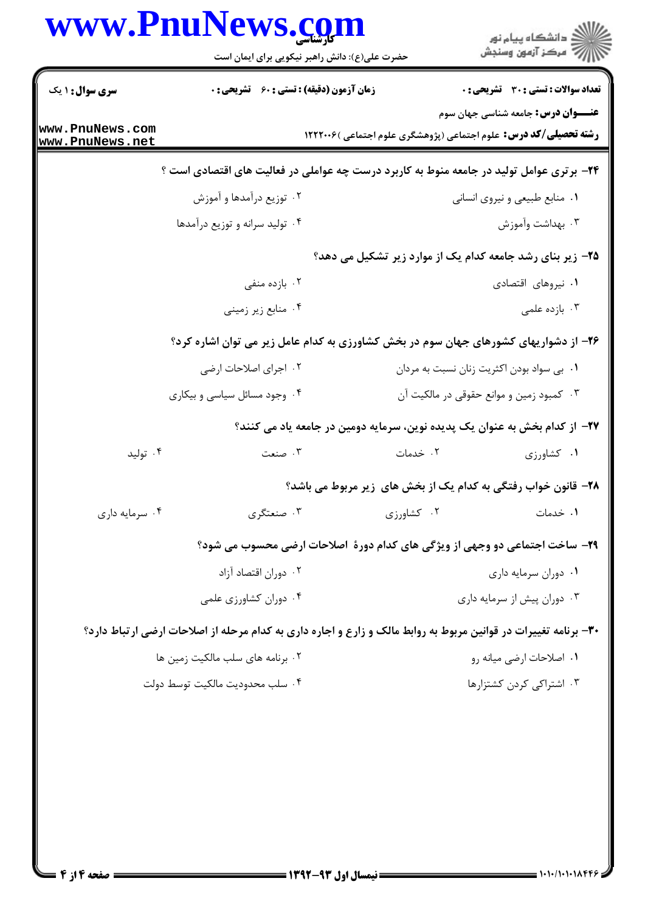۲۴- برتری عوامل تولید در جامعه منوط به کاربرد درست چه عواملی در فعالیت های اقتصادی است ؟

۱. منابع طبیعی و نیروی انسانی

۲. توزیع درآمدها و آموزش

۳. بهداشت وآموزش

۴. تولید سرانه و توزیع درآمدها

۲۵- زیر بنای رشد جامعه کدام یک از موارد زیر تشکیل می دهد؟

۱. نیروهای اقتصادی

۲. بازده منفی

۳. بازده علمی

۴. منابع زیر زمینی

۲۶- از دشواریهای کشورهای جهان سوم در بخش کشاورزی به کدام عامل زیر می توان اشاره کرد؟

۱. بی سواد بودن اکثریت زنان نسبت به مردان

۲. اجرای اصلاحات ارضی

۳. کمبود زمین و موانع حقوقی در مالکیت آن

۴. وجود مسائل سیاسی و بیکاری

۲۷- از کدام بخش به عنوان یک پدیده نوین، سرمایه دومین در جامعه یاد می کنند؟

۱. کشاورزی

۲. خدمات

۳. صنعت

۴. تولید

۲۸- قانون خواب رفتگی به کدام یک از بخش های زیر مربوط می باشد؟

۱. خدمات

۲. کشاورزی

۳. صنعتگری

۴. سرمایه داری

۲۹- ساخت اجتماعی دو وجهی از ویژگی های کدام دورهٔ اصلاحات ارضی محسوب می شود؟

۱. دوران سرمایه داری

۲. دوران اقتصاد آزاد

۳. دوران پیش از سرمایه داری

۴. دوران کشاورزی علمی

۳۰- برنامه تغییرات در قوانین مربوط به روابط مالک و زارع و اجاره داری به کدام مرحله از اصلاحات ارضی ارتباط دارد؟

۱. اصلاحات ارضی میانه رو

۲. برنامه های سلب مالکیت زمین ها

۳. اشتراکی کردن کشتزارها

۴. سلب محدودیت مالکیت توسط دولت